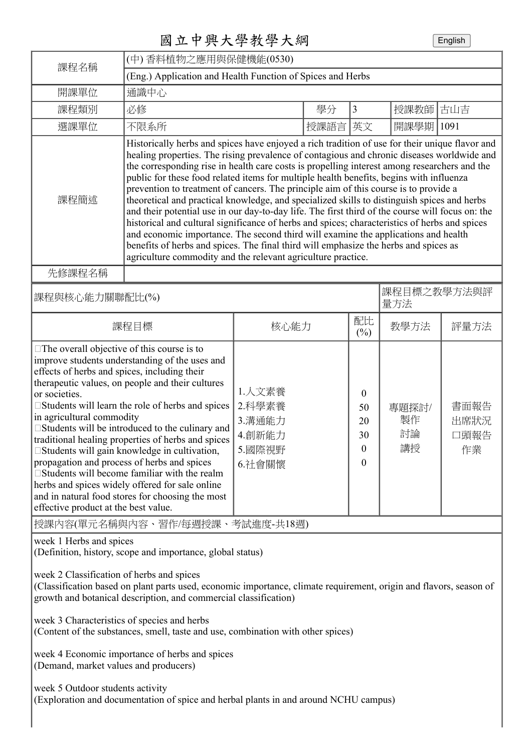# 國立中興大學教學大綱

| 課程名稱 | (中) 香料植物之應用與保健機能(0530) | | | | | |
|---|---|---|---|---|---|---|
| | (Eng.) Application and Health Function of Spices and Herbs | | | | | |
| 開課單位 | 通識中心 | | | | | |
| 課程類別 | 必修 | 學分 | 3 | 授課教師 | 古山吉 | |
| 選課單位 | 不限系所 | 授課語言 | 英文 | 開課學期 | 1091 | |
| 課程簡述 | Historically herbs and spices have enjoyed a rich tradition of use for their unique flavor and healing properties. The rising prevalence of contagious and chronic diseases worldwide and the corresponding rise in health care costs is propelling interest among researchers and the public for these food related items for multiple health benefits, begins with influenza prevention to treatment of cancers. The principle aim of this course is to provide a theoretical and practical knowledge, and specialized skills to distinguish spices and herbs and their potential use in our day-to-day life. The first third of the course will focus on: the historical and cultural significance of herbs and spices; characteristics of herbs and spices and economic importance. The second third will examine the applications and health benefits of herbs and spices. The final third will emphasize the herbs and spices as agriculture commodity and the relevant agriculture practice. | | | | | |
| 先修課程名稱 | | | | | | |

| 課程與核心能力關聯配比(%) | | | 課程目標之教學方法與評量方法 | |
|---|---|---|---|---|
| 課程目標 | 核心能力 | 配比(%) | 教學方法 | 評量方法 |
| The overall objective of this course is to improve students understanding of the uses and effects of herbs and spices, including their therapeutic values, on people and their cultures or societies.<br>Students will learn the role of herbs and spices in agricultural commodity<br>Students will be introduced to the culinary and traditional healing properties of herbs and spices<br>Students will gain knowledge in cultivation, propagation and process of herbs and spices<br>Students will become familiar with the realm herbs and spices widely offered for sale online and in natural food stores for choosing the most effective product at the best value. | 1.人文素養<br>2.科學素養<br>3.溝通能力<br>4.創新能力<br>5.國際視野<br>6.社會關懷 | 0<br>50<br>20<br>30<br>0<br>0 | 專題探討/製作<br>討論<br>講授 | 書面報告<br>出席狀況<br>口頭報告<br>作業 |

授課內容(單元名稱與內容、習作/每週授課、考試進度-共18週)

week 1 Herbs and spices
(Definition, history, scope and importance, global status)

week 2 Classification of herbs and spices
(Classification based on plant parts used, economic importance, climate requirement, origin and flavors, season of growth and botanical description, and commercial classification)

week 3 Characteristics of species and herbs
(Content of the substances, smell, taste and use, combination with other spices)

week 4 Economic importance of herbs and spices
(Demand, market values and producers)

week 5 Outdoor students activity
(Exploration and documentation of spice and herbal plants in and around NCHU campus)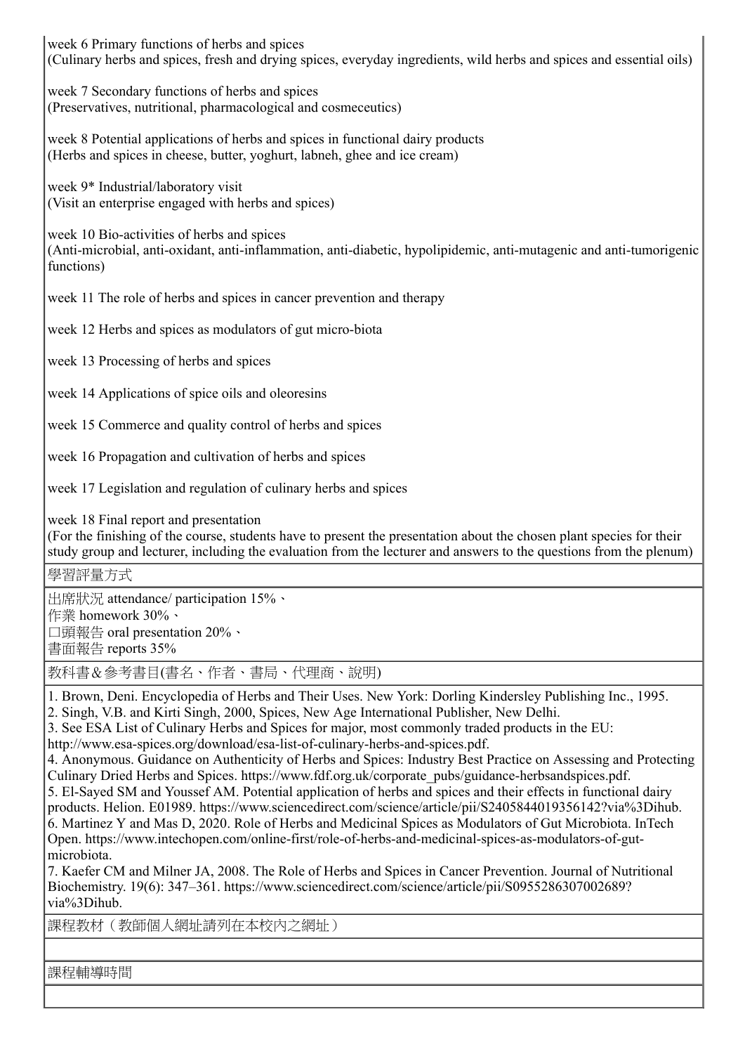week 6 Primary functions of herbs and spices
(Culinary herbs and spices, fresh and drying spices, everyday ingredients, wild herbs and spices and essential oils)

week 7 Secondary functions of herbs and spices
(Preservatives, nutritional, pharmacological and cosmeceutics)

week 8 Potential applications of herbs and spices in functional dairy products
(Herbs and spices in cheese, butter, yoghurt, labneh, ghee and ice cream)

week 9* Industrial/laboratory visit
(Visit an enterprise engaged with herbs and spices)

week 10 Bio-activities of herbs and spices
(Anti-microbial, anti-oxidant, anti-inflammation, anti-diabetic, hypolipidemic, anti-mutagenic and anti-tumorigenic functions)

week 11 The role of herbs and spices in cancer prevention and therapy

week 12 Herbs and spices as modulators of gut micro-biota

week 13 Processing of herbs and spices

week 14 Applications of spice oils and oleoresins

week 15 Commerce and quality control of herbs and spices

week 16 Propagation and cultivation of herbs and spices

week 17 Legislation and regulation of culinary herbs and spices

week 18 Final report and presentation
(For the finishing of the course, students have to present the presentation about the chosen plant species for their study group and lecturer, including the evaluation from the lecturer and answers to the questions from the plenum)

學習評量方式

出席狀況 attendance/ participation 15%、
作業 homework 30%、
口頭報告 oral presentation 20%、
書面報告 reports 35%

教科書＆參考書目(書名、作者、書局、代理商、說明)

1. Brown, Deni. Encyclopedia of Herbs and Their Uses. New York: Dorling Kindersley Publishing Inc., 1995.
2. Singh, V.B. and Kirti Singh, 2000, Spices, New Age International Publisher, New Delhi.
3. See ESA List of Culinary Herbs and Spices for major, most commonly traded products in the EU: http://www.esa-spices.org/download/esa-list-of-culinary-herbs-and-spices.pdf.
4. Anonymous. Guidance on Authenticity of Herbs and Spices: Industry Best Practice on Assessing and Protecting Culinary Dried Herbs and Spices. https://www.fdf.org.uk/corporate_pubs/guidance-herbsandspices.pdf.
5. El-Sayed SM and Youssef AM. Potential application of herbs and spices and their effects in functional dairy products. Helion. E01989. https://www.sciencedirect.com/science/article/pii/S2405844019356142?via%3Dihub.
6. Martinez Y and Mas D, 2020. Role of Herbs and Medicinal Spices as Modulators of Gut Microbiota. InTech Open. https://www.intechopen.com/online-first/role-of-herbs-and-medicinal-spices-as-modulators-of-gut-microbiota.
7. Kaefer CM and Milner JA, 2008. The Role of Herbs and Spices in Cancer Prevention. Journal of Nutritional Biochemistry. 19(6): 347–361. https://www.sciencedirect.com/science/article/pii/S0955286307002689?via%3Dihub.

課程教材（教師個人網址請列在本校內之網址）

課程輔導時間